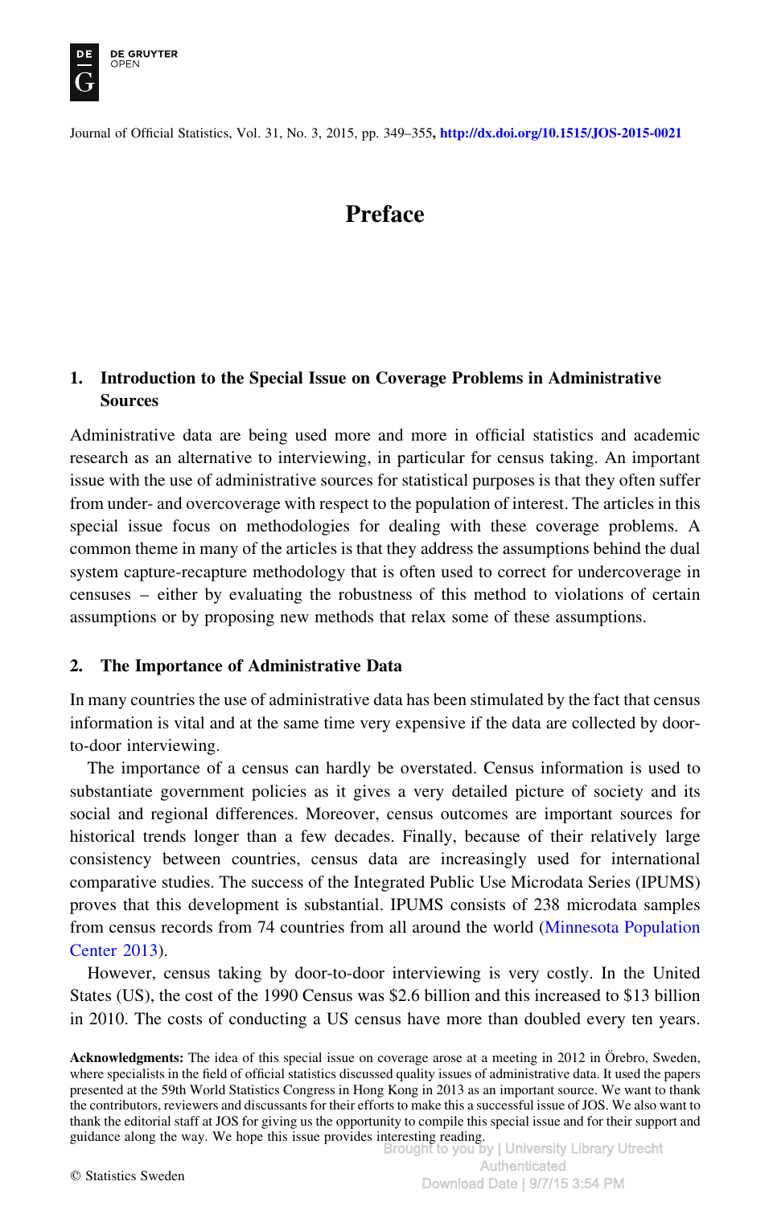# Preface

## 1. Introduction to the Special Issue on Coverage Problems in Administrative Sources

Administrative data are being used more and more in official statistics and academic research as an alternative to interviewing, in particular for census taking. An important issue with the use of administrative sources for statistical purposes is that they often suffer from under- and overcoverage with respect to the population of interest. The articles in this special issue focus on methodologies for dealing with these coverage problems. A common theme in many of the articles is that they address the assumptions behind the dual system capture-recapture methodology that is often used to correct for undercoverage in censuses – either by evaluating the robustness of this method to violations of certain assumptions or by proposing new methods that relax some of these assumptions.

## 2. The Importance of Administrative Data

In many countries the use of administrative data has been stimulated by the fact that census information is vital and at the same time very expensive if the data are collected by door-to-door interviewing.

The importance of a census can hardly be overstated. Census information is used to substantiate government policies as it gives a very detailed picture of society and its social and regional differences. Moreover, census outcomes are important sources for historical trends longer than a few decades. Finally, because of their relatively large consistency between countries, census data are increasingly used for international comparative studies. The success of the Integrated Public Use Microdata Series (IPUMS) proves that this development is substantial. IPUMS consists of 238 microdata samples from census records from 74 countries from all around the world (Minnesota Population Center 2013).

However, census taking by door-to-door interviewing is very costly. In the United States (US), the cost of the 1990 Census was $2.6 billion and this increased to $13 billion in 2010. The costs of conducting a US census have more than doubled every ten years.

**Acknowledgments:** The idea of this special issue on coverage arose at a meeting in 2012 in Örebro, Sweden, where specialists in the field of official statistics discussed quality issues of administrative data. It used the papers presented at the 59th World Statistics Congress in Hong Kong in 2013 as an important source. We want to thank the contributors, reviewers and discussants for their efforts to make this a successful issue of JOS. We also want to thank the editorial staff at JOS for giving us the opportunity to compile this special issue and for their support and guidance along the way. We hope this issue provides interesting reading.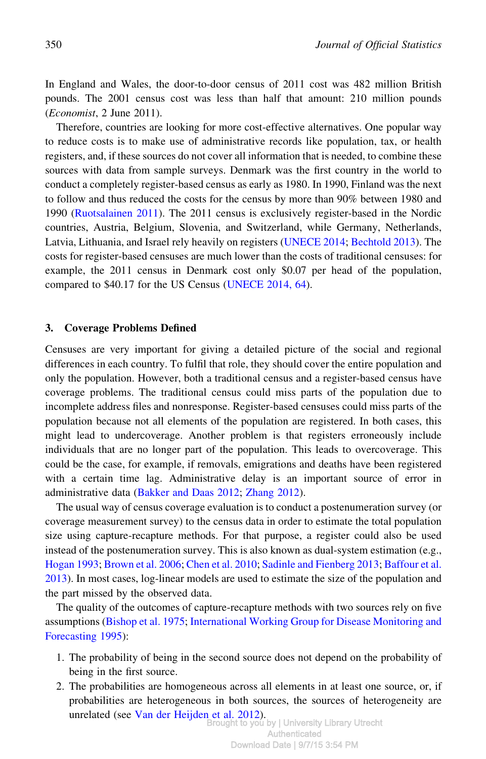In England and Wales, the door-to-door census of 2011 cost was 482 million British pounds. The 2001 census cost was less than half that amount: 210 million pounds (*Economist*, 2 June 2011).

Therefore, countries are looking for more cost-effective alternatives. One popular way to reduce costs is to make use of administrative records like population, tax, or health registers, and, if these sources do not cover all information that is needed, to combine these sources with data from sample surveys. Denmark was the first country in the world to conduct a completely register-based census as early as 1980. In 1990, Finland was the next to follow and thus reduced the costs for the census by more than 90% between 1980 and 1990 (Ruotsalainen 2011). The 2011 census is exclusively register-based in the Nordic countries, Austria, Belgium, Slovenia, and Switzerland, while Germany, Netherlands, Latvia, Lithuania, and Israel rely heavily on registers (UNECE 2014; Bechtold 2013). The costs for register-based censuses are much lower than the costs of traditional censuses: for example, the 2011 census in Denmark cost only $0.07 per head of the population, compared to $40.17 for the US Census (UNECE 2014, 64).

## 3. Coverage Problems Defined

Censuses are very important for giving a detailed picture of the social and regional differences in each country. To fulfil that role, they should cover the entire population and only the population. However, both a traditional census and a register-based census have coverage problems. The traditional census could miss parts of the population due to incomplete address files and nonresponse. Register-based censuses could miss parts of the population because not all elements of the population are registered. In both cases, this might lead to undercoverage. Another problem is that registers erroneously include individuals that are no longer part of the population. This leads to overcoverage. This could be the case, for example, if removals, emigrations and deaths have been registered with a certain time lag. Administrative delay is an important source of error in administrative data (Bakker and Daas 2012; Zhang 2012).

The usual way of census coverage evaluation is to conduct a postenumeration survey (or coverage measurement survey) to the census data in order to estimate the total population size using capture-recapture methods. For that purpose, a register could also be used instead of the postenumeration survey. This is also known as dual-system estimation (e.g., Hogan 1993; Brown et al. 2006; Chen et al. 2010; Sadinle and Fienberg 2013; Baffour et al. 2013). In most cases, log-linear models are used to estimate the size of the population and the part missed by the observed data.

The quality of the outcomes of capture-recapture methods with two sources rely on five assumptions (Bishop et al. 1975; International Working Group for Disease Monitoring and Forecasting 1995):

1. The probability of being in the second source does not depend on the probability of being in the first source.
2. The probabilities are homogeneous across all elements in at least one source, or, if probabilities are heterogeneous in both sources, the sources of heterogeneity are unrelated (see Van der Heijden et al. 2012).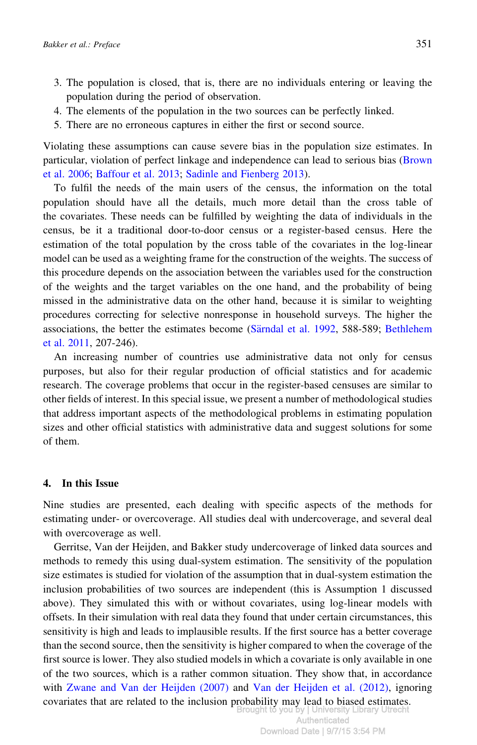3. The population is closed, that is, there are no individuals entering or leaving the population during the period of observation.
4. The elements of the population in the two sources can be perfectly linked.
5. There are no erroneous captures in either the first or second source.

Violating these assumptions can cause severe bias in the population size estimates. In particular, violation of perfect linkage and independence can lead to serious bias (Brown et al. 2006; Baffour et al. 2013; Sadinle and Fienberg 2013).

To fulfil the needs of the main users of the census, the information on the total population should have all the details, much more detail than the cross table of the covariates. These needs can be fulfilled by weighting the data of individuals in the census, be it a traditional door-to-door census or a register-based census. Here the estimation of the total population by the cross table of the covariates in the log-linear model can be used as a weighting frame for the construction of the weights. The success of this procedure depends on the association between the variables used for the construction of the weights and the target variables on the one hand, and the probability of being missed in the administrative data on the other hand, because it is similar to weighting procedures correcting for selective nonresponse in household surveys. The higher the associations, the better the estimates become (Särndal et al. 1992, 588-589; Bethlehem et al. 2011, 207-246).

An increasing number of countries use administrative data not only for census purposes, but also for their regular production of official statistics and for academic research. The coverage problems that occur in the register-based censuses are similar to other fields of interest. In this special issue, we present a number of methodological studies that address important aspects of the methodological problems in estimating population sizes and other official statistics with administrative data and suggest solutions for some of them.

## 4. In this Issue

Nine studies are presented, each dealing with specific aspects of the methods for estimating under- or overcoverage. All studies deal with undercoverage, and several deal with overcoverage as well.

Gerritse, Van der Heijden, and Bakker study undercoverage of linked data sources and methods to remedy this using dual-system estimation. The sensitivity of the population size estimates is studied for violation of the assumption that in dual-system estimation the inclusion probabilities of two sources are independent (this is Assumption 1 discussed above). They simulated this with or without covariates, using log-linear models with offsets. In their simulation with real data they found that under certain circumstances, this sensitivity is high and leads to implausible results. If the first source has a better coverage than the second source, then the sensitivity is higher compared to when the coverage of the first source is lower. They also studied models in which a covariate is only available in one of the two sources, which is a rather common situation. They show that, in accordance with Zwane and Van der Heijden (2007) and Van der Heijden et al. (2012), ignoring covariates that are related to the inclusion probability may lead to biased estimates.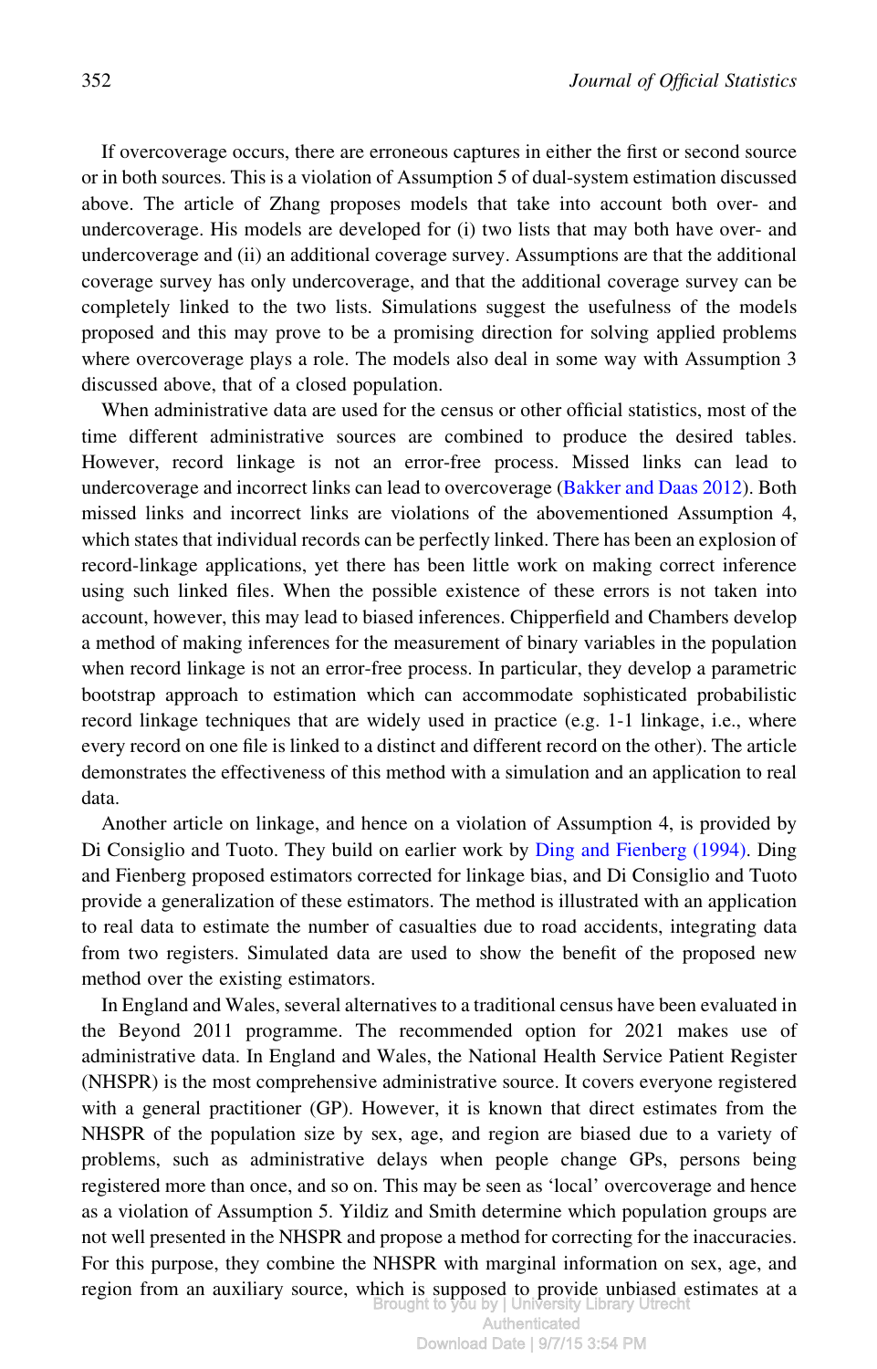If overcoverage occurs, there are erroneous captures in either the first or second source or in both sources. This is a violation of Assumption 5 of dual-system estimation discussed above. The article of Zhang proposes models that take into account both over- and undercoverage. His models are developed for (i) two lists that may both have over- and undercoverage and (ii) an additional coverage survey. Assumptions are that the additional coverage survey has only undercoverage, and that the additional coverage survey can be completely linked to the two lists. Simulations suggest the usefulness of the models proposed and this may prove to be a promising direction for solving applied problems where overcoverage plays a role. The models also deal in some way with Assumption 3 discussed above, that of a closed population.

When administrative data are used for the census or other official statistics, most of the time different administrative sources are combined to produce the desired tables. However, record linkage is not an error-free process. Missed links can lead to undercoverage and incorrect links can lead to overcoverage (Bakker and Daas 2012). Both missed links and incorrect links are violations of the abovementioned Assumption 4, which states that individual records can be perfectly linked. There has been an explosion of record-linkage applications, yet there has been little work on making correct inference using such linked files. When the possible existence of these errors is not taken into account, however, this may lead to biased inferences. Chipperfield and Chambers develop a method of making inferences for the measurement of binary variables in the population when record linkage is not an error-free process. In particular, they develop a parametric bootstrap approach to estimation which can accommodate sophisticated probabilistic record linkage techniques that are widely used in practice (e.g. 1-1 linkage, i.e., where every record on one file is linked to a distinct and different record on the other). The article demonstrates the effectiveness of this method with a simulation and an application to real data.

Another article on linkage, and hence on a violation of Assumption 4, is provided by Di Consiglio and Tuoto. They build on earlier work by Ding and Fienberg (1994). Ding and Fienberg proposed estimators corrected for linkage bias, and Di Consiglio and Tuoto provide a generalization of these estimators. The method is illustrated with an application to real data to estimate the number of casualties due to road accidents, integrating data from two registers. Simulated data are used to show the benefit of the proposed new method over the existing estimators.

In England and Wales, several alternatives to a traditional census have been evaluated in the Beyond 2011 programme. The recommended option for 2021 makes use of administrative data. In England and Wales, the National Health Service Patient Register (NHSPR) is the most comprehensive administrative source. It covers everyone registered with a general practitioner (GP). However, it is known that direct estimates from the NHSPR of the population size by sex, age, and region are biased due to a variety of problems, such as administrative delays when people change GPs, persons being registered more than once, and so on. This may be seen as 'local' overcoverage and hence as a violation of Assumption 5. Yildiz and Smith determine which population groups are not well presented in the NHSPR and propose a method for correcting for the inaccuracies. For this purpose, they combine the NHSPR with marginal information on sex, age, and region from an auxiliary source, which is supposed to provide unbiased estimates at a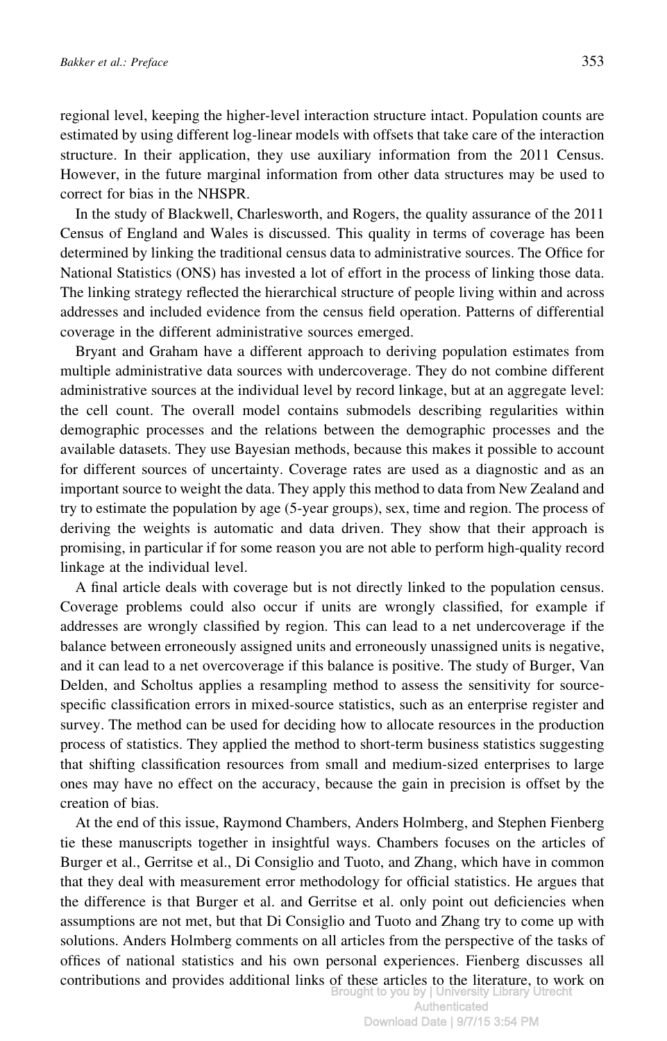regional level, keeping the higher-level interaction structure intact. Population counts are estimated by using different log-linear models with offsets that take care of the interaction structure. In their application, they use auxiliary information from the 2011 Census. However, in the future marginal information from other data structures may be used to correct for bias in the NHSPR.

In the study of Blackwell, Charlesworth, and Rogers, the quality assurance of the 2011 Census of England and Wales is discussed. This quality in terms of coverage has been determined by linking the traditional census data to administrative sources. The Office for National Statistics (ONS) has invested a lot of effort in the process of linking those data. The linking strategy reflected the hierarchical structure of people living within and across addresses and included evidence from the census field operation. Patterns of differential coverage in the different administrative sources emerged.

Bryant and Graham have a different approach to deriving population estimates from multiple administrative data sources with undercoverage. They do not combine different administrative sources at the individual level by record linkage, but at an aggregate level: the cell count. The overall model contains submodels describing regularities within demographic processes and the relations between the demographic processes and the available datasets. They use Bayesian methods, because this makes it possible to account for different sources of uncertainty. Coverage rates are used as a diagnostic and as an important source to weight the data. They apply this method to data from New Zealand and try to estimate the population by age (5-year groups), sex, time and region. The process of deriving the weights is automatic and data driven. They show that their approach is promising, in particular if for some reason you are not able to perform high-quality record linkage at the individual level.

A final article deals with coverage but is not directly linked to the population census. Coverage problems could also occur if units are wrongly classified, for example if addresses are wrongly classified by region. This can lead to a net undercoverage if the balance between erroneously assigned units and erroneously unassigned units is negative, and it can lead to a net overcoverage if this balance is positive. The study of Burger, Van Delden, and Scholtus applies a resampling method to assess the sensitivity for source-specific classification errors in mixed-source statistics, such as an enterprise register and survey. The method can be used for deciding how to allocate resources in the production process of statistics. They applied the method to short-term business statistics suggesting that shifting classification resources from small and medium-sized enterprises to large ones may have no effect on the accuracy, because the gain in precision is offset by the creation of bias.

At the end of this issue, Raymond Chambers, Anders Holmberg, and Stephen Fienberg tie these manuscripts together in insightful ways. Chambers focuses on the articles of Burger et al., Gerritse et al., Di Consiglio and Tuoto, and Zhang, which have in common that they deal with measurement error methodology for official statistics. He argues that the difference is that Burger et al. and Gerritse et al. only point out deficiencies when assumptions are not met, but that Di Consiglio and Tuoto and Zhang try to come up with solutions. Anders Holmberg comments on all articles from the perspective of the tasks of offices of national statistics and his own personal experiences. Fienberg discusses all contributions and provides additional links of these articles to the literature, to work on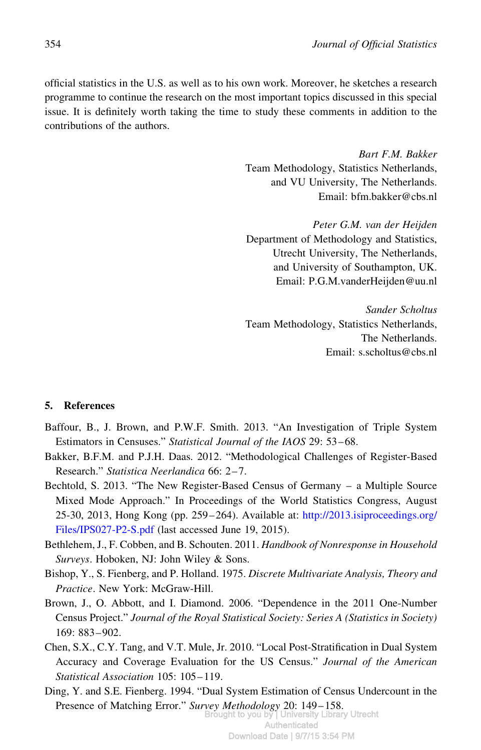official statistics in the U.S. as well as to his own work. Moreover, he sketches a research programme to continue the research on the most important topics discussed in this special issue. It is definitely worth taking the time to study these comments in addition to the contributions of the authors.

*Bart F.M. Bakker*
Team Methodology, Statistics Netherlands,
and VU University, The Netherlands.
Email: bfm.bakker@cbs.nl

*Peter G.M. van der Heijden*
Department of Methodology and Statistics,
Utrecht University, The Netherlands,
and University of Southampton, UK.
Email: P.G.M.vanderHeijden@uu.nl

*Sander Scholtus*
Team Methodology, Statistics Netherlands,
The Netherlands.
Email: s.scholtus@cbs.nl

## 5. References

Baffour, B., J. Brown, and P.W.F. Smith. 2013. "An Investigation of Triple System Estimators in Censuses." *Statistical Journal of the IAOS* 29: 53–68.

Bakker, B.F.M. and P.J.H. Daas. 2012. "Methodological Challenges of Register-Based Research." *Statistica Neerlandica* 66: 2–7.

Bechtold, S. 2013. "The New Register-Based Census of Germany – a Multiple Source Mixed Mode Approach." In Proceedings of the World Statistics Congress, August 25-30, 2013, Hong Kong (pp. 259–264). Available at: http://2013.isiproceedings.org/Files/IPS027-P2-S.pdf (last accessed June 19, 2015).

Bethlehem, J., F. Cobben, and B. Schouten. 2011. *Handbook of Nonresponse in Household Surveys*. Hoboken, NJ: John Wiley & Sons.

Bishop, Y., S. Fienberg, and P. Holland. 1975. *Discrete Multivariate Analysis, Theory and Practice*. New York: McGraw-Hill.

Brown, J., O. Abbott, and I. Diamond. 2006. "Dependence in the 2011 One-Number Census Project." *Journal of the Royal Statistical Society: Series A (Statistics in Society)* 169: 883–902.

Chen, S.X., C.Y. Tang, and V.T. Mule, Jr. 2010. "Local Post-Stratification in Dual System Accuracy and Coverage Evaluation for the US Census." *Journal of the American Statistical Association* 105: 105–119.

Ding, Y. and S.E. Fienberg. 1994. "Dual System Estimation of Census Undercount in the Presence of Matching Error." *Survey Methodology* 20: 149–158.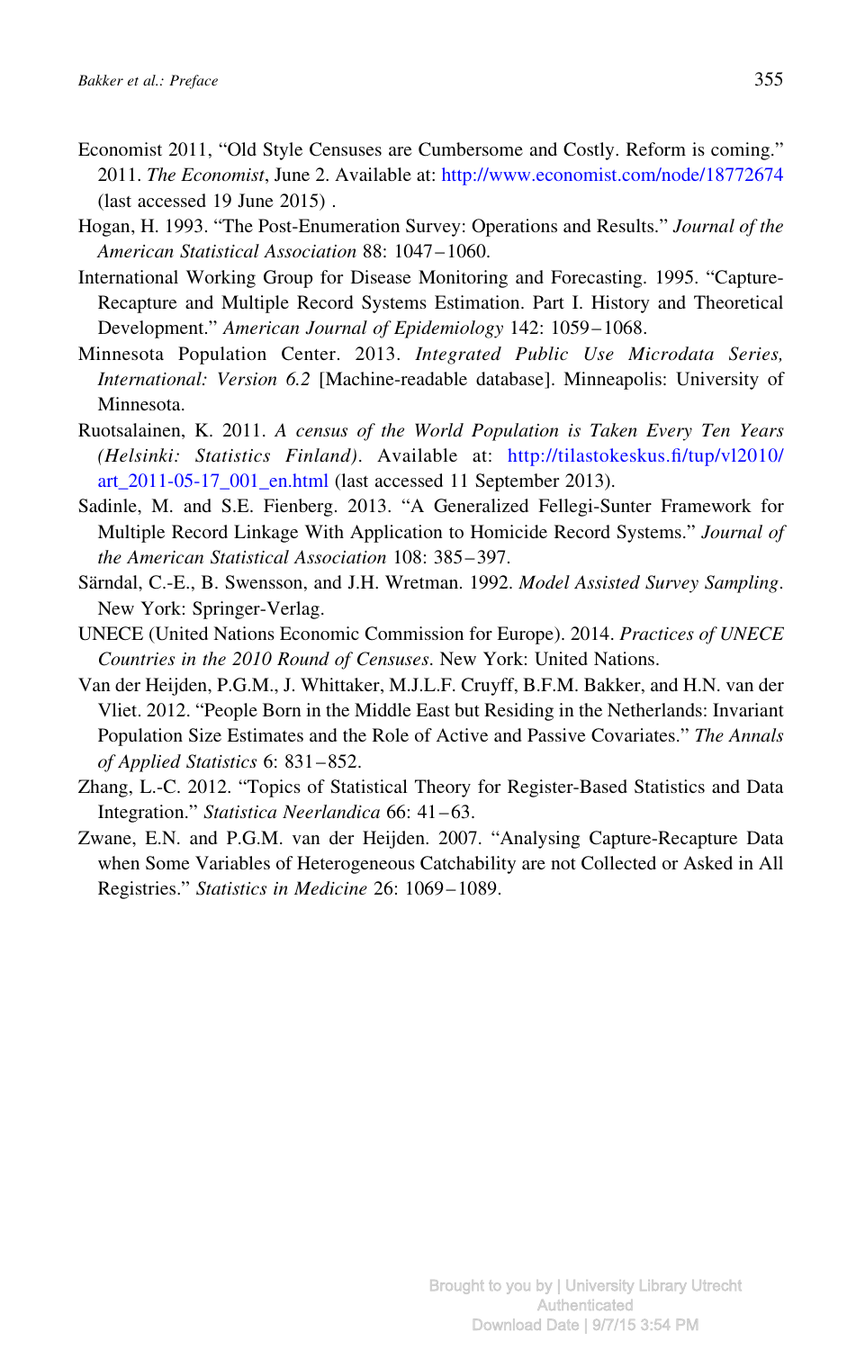Economist 2011, "Old Style Censuses are Cumbersome and Costly. Reform is coming." 2011. *The Economist*, June 2. Available at: http://www.economist.com/node/18772674 (last accessed 19 June 2015) .

Hogan, H. 1993. "The Post-Enumeration Survey: Operations and Results." *Journal of the American Statistical Association* 88: 1047–1060.

International Working Group for Disease Monitoring and Forecasting. 1995. "Capture-Recapture and Multiple Record Systems Estimation. Part I. History and Theoretical Development." *American Journal of Epidemiology* 142: 1059–1068.

Minnesota Population Center. 2013. *Integrated Public Use Microdata Series, International: Version 6.2* [Machine-readable database]. Minneapolis: University of Minnesota.

Ruotsalainen, K. 2011. *A census of the World Population is Taken Every Ten Years (Helsinki: Statistics Finland)*. Available at: http://tilastokeskus.fi/tup/vl2010/art_2011-05-17_001_en.html (last accessed 11 September 2013).

Sadinle, M. and S.E. Fienberg. 2013. "A Generalized Fellegi-Sunter Framework for Multiple Record Linkage With Application to Homicide Record Systems." *Journal of the American Statistical Association* 108: 385–397.

Särndal, C.-E., B. Swensson, and J.H. Wretman. 1992. *Model Assisted Survey Sampling*. New York: Springer-Verlag.

UNECE (United Nations Economic Commission for Europe). 2014. *Practices of UNECE Countries in the 2010 Round of Censuses*. New York: United Nations.

Van der Heijden, P.G.M., J. Whittaker, M.J.L.F. Cruyff, B.F.M. Bakker, and H.N. van der Vliet. 2012. "People Born in the Middle East but Residing in the Netherlands: Invariant Population Size Estimates and the Role of Active and Passive Covariates." *The Annals of Applied Statistics* 6: 831–852.

Zhang, L.-C. 2012. "Topics of Statistical Theory for Register-Based Statistics and Data Integration." *Statistica Neerlandica* 66: 41–63.

Zwane, E.N. and P.G.M. van der Heijden. 2007. "Analysing Capture-Recapture Data when Some Variables of Heterogeneous Catchability are not Collected or Asked in All Registries." *Statistics in Medicine* 26: 1069–1089.